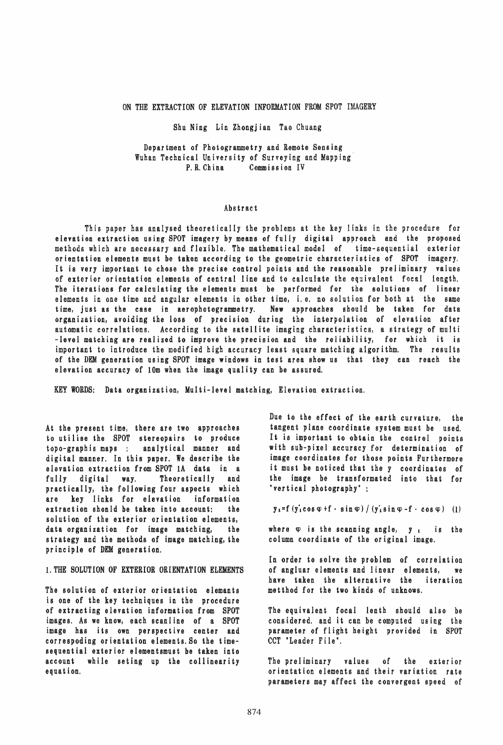# ON THE EXTRACTION OF ELEVATION INFORMATION FROM SPOT IMAGERY

Shu Ning Lin Zhongjian Tao Chuang

Department of Photogrammetry and Remote Sensing
Wuhan Technical University of Surveying and Mapping
P.R.China Commission IV

## Abstract

This paper has analysed theoretically the problems at the key links in the procedure for elevation extraction using SPOT imagery by means of fully digital approach and the proposed methods which are necessary and flexible. The mathematical model of time-sequential exterior orientation elements must be taken according to the geometric characteristics of SPOT imagery. It is very important to chose the precise control points and the reasonable preliminary values of exterior orientation elements of central line and to calculate the equivalent focal length. The iterations for calculating the elements must be performed for the solutions of linear elements in one time and angular elements in other time, i.e. no solution for both at the same time, just as the case in aerophotogrammetry. New approaches should be taken for data organization, avoiding the loss of precision during the interpolation of elevation after automatic correlations. According to the satellite imaging characteristics, a strategy of multi-level matching are realized to improve the precision and the reliability, for which it is important to introduce the modified high accuracy least square matching algorithm. The results of the DEM generation using SPOT image windows in test area show us that they can reach the elevation accuracy of 10m when the image quality can be assured.

KEY WORDS: Data organization, Multi-level matching, Elevation extraction.

At the present time, there are two approaches to utilise the SPOT stereopairs to produce topo-graphis maps : analytical manner and digital manner. In this paper. We describe the elevation extraction from SPOT 1A data in a fully digital way. Theoretically and practically, the following four aspects which are key links for elevation information extraction shold be taken into account: the solution of the exterior orientation elements, data organization for image matching, the strategy and the methods of image matching, the principle of DEM generation.

## 1. THE SOLUTION OF EXTERIOR ORIENTATION ELEMENTS

The solution of exterior orientation elemants is one of the key techniques in the procedure of extracting elevation information from SPOT images. As we know, each scanline of a SPOT image has its own perspective center and correspoding orientation elements. So the time-sequential exterior elementsmust be taken into account while seting up the collinearity equation.

Due to the effect of the earth curvature, the tangent plane coordinate system must be used. It is important to obtain the control points with sub-pixel accuracy for determination of image coordinates for those points Furthermore it must be noticed that the y coordinates of the image be transformated into that for "vertical photography" :

$$y_i = f(y_i' \cos\varphi + f \cdot \sin\varphi) / (y_i' \sin\varphi - f \cdot \cos\varphi) \quad (1)$$

where $\varphi$ is the scanning angle, $y_i$ is the column coordinate of the original image.

In order to solve the problem of correlation of angluar elements and linear elements, we have taken the alternative the iteration metthod for the two kinds of unknows.

The equivalent focal lenth should also be considered. and it can be computed using the parameter of flight height provided in SPOT CCT "Leader File".

The preliminary values of the exterior orientation elements and their variation rate parameters may affect the convergent speed of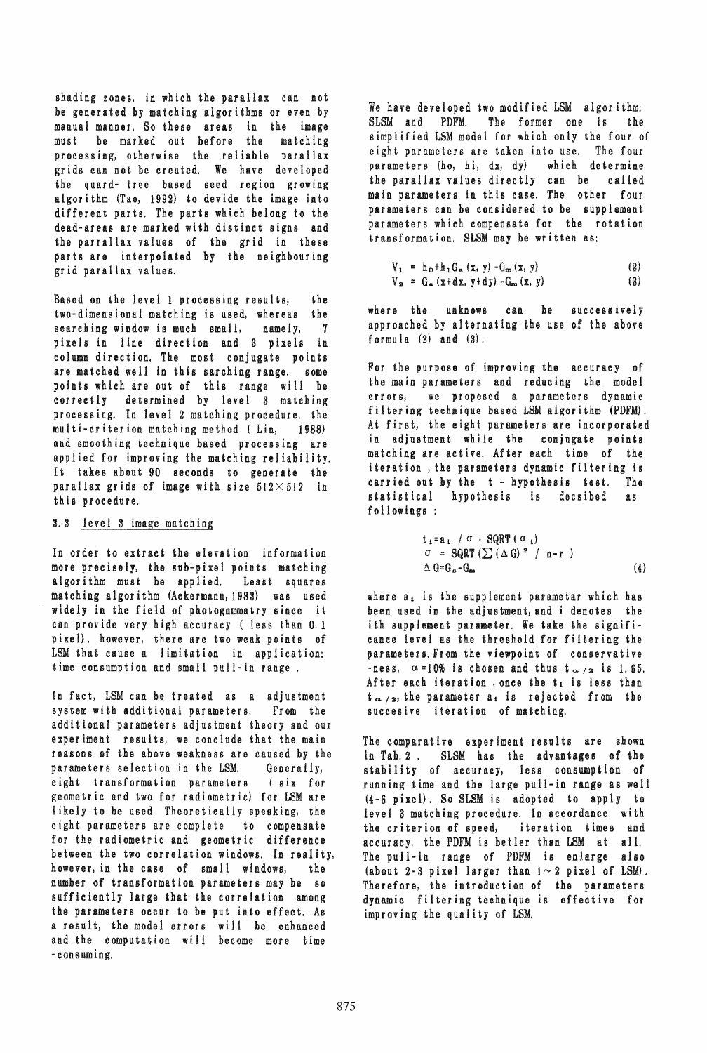shading zones, in which the parallax can not be generated by matching algorithms or even by manual manner. So these areas in the image must be marked out before the matching processing, otherwise the reliable parallax grids can not be created. We have developed the quard- tree based seed region growing algorithm (Tao, 1992) to devide the image into different parts. The parts which belong to the dead-areas are marked with distinct signs and the parralax values of the grid in these parts are interpolated by the neighbouring grid parallax values.

Based on the level 1 processing results, the two-dimensional matching is used, whereas the searching window is much small, namely, 7 pixels in line direction and 3 pixels in column direction. The most conjugate points are matched well in this sarching range. some points which are out of this range will be correctly determined by level 3 matching processing. In level 2 matching procedure. the multi-criterion matching method ( Lin, 1988) and smoothing technique based processing are applied for improving the matching reliability. It takes about 90 seconds to generate the parallax grids of image with size 512×512 in this procedure.

### 3.3 level 3 image matching

In order to extract the elevation information more precisely, the sub-pixel points matching algorithm must be applied. Least squares matching algorithm (Ackermann, 1983) was used widely in the field of photogammatry since it can provide very high accuracy ( less than 0.1 pixel). however, there are two weak points of LSM that cause a limitation in application: time consumption and small pull-in range .

In fact, LSM can be treated as a adjustment system with additional parameters. From the additional parameters adjustment theory and our experiment results, we conclude that the main reasons of the above weakness are caused by the parameters selection in the LSM. Generally, eight transformation parameters ( six for geometric and two for radiometric) for LSM are likely to be used. Theoretically speaking, the eight parameters are complete to compensate for the radiometric and geometric difference between the two correlation windows. In reality, however, in the case of small windows, the number of transformation parameters may be so sufficiently large that the correlation among the parameters occur to be put into effect. As a result, the model errors will be enhanced and the computation will become more time -consuming.

We have developed two modified LSM algorithm: SLSM and PDFM. The former one is the simplified LSM model for which only the four of eight parameters are taken into use. The four parameters ($h_0$, $h_1$, dx, dy) which determine the parallax values directly can be called main parameters in this case. The other four parameters can be considered to be supplement parameters which compensate for the rotation transformation. SLSM may be written as:

$$V_1 = h_0 + h_1 G_s(x, y) - G_m(x, y) \qquad (2)$$

$$V_2 = G_s(x+dx, y+dy) - G_m(x, y) \qquad (3)$$

where the unknows can be successively approached by alternating the use of the above formula (2) and (3).

For the purpose of improving the accuracy of the main parameters and reducing the model errors, we proposed a parameters dynamic filtering technique based LSM algorithm (PDFM). At first, the eight parameters are incorporated in adjustment while the conjugate points matching are active. After each time of the iteration , the parameters dynamic filtering is carried out by the t - hypothesis test. The statistical hypothesis is decsibed as followings :

$$t_i = a_i \;/\; \sigma \cdot SQRT(\sigma_i)$$
$$\sigma = SQRT(\sum(\Delta G)^2 \;/\; n-r)$$
$$\Delta G = G_s - G_m \qquad (4)$$

where $a_i$ is the supplement parametar which has been used in the adjustment, and i denotes the ith supplement parameter. We take the significance level as the threshold for filtering the parameters. From the viewpoint of conservative -ness, $\alpha$=10% is chosen and thus $t_{\alpha/2}$ is 1.65. After each iteration , once the $t_i$ is less than $t_{\alpha/2}$, the parameter $a_i$ is rejected from the succesive iteration of matching.

The comparative experiment results are shown in Tab.2 . SLSM has the advantages of the stability of accuracy, less consumption of running time and the large pull-in range as well (4-6 pixel). So SLSM is adopted to apply to level 3 matching procedure. In accordance with the criterion of speed, iteration times and accuracy, the PDFM is betler than LSM at all. The pull-in range of PDFM is enlarge also (about 2-3 pixel larger than 1~2 pixel of LSM). Therefore, the introduction of the parameters dynamic filtering technique is effective for improving the quality of LSM.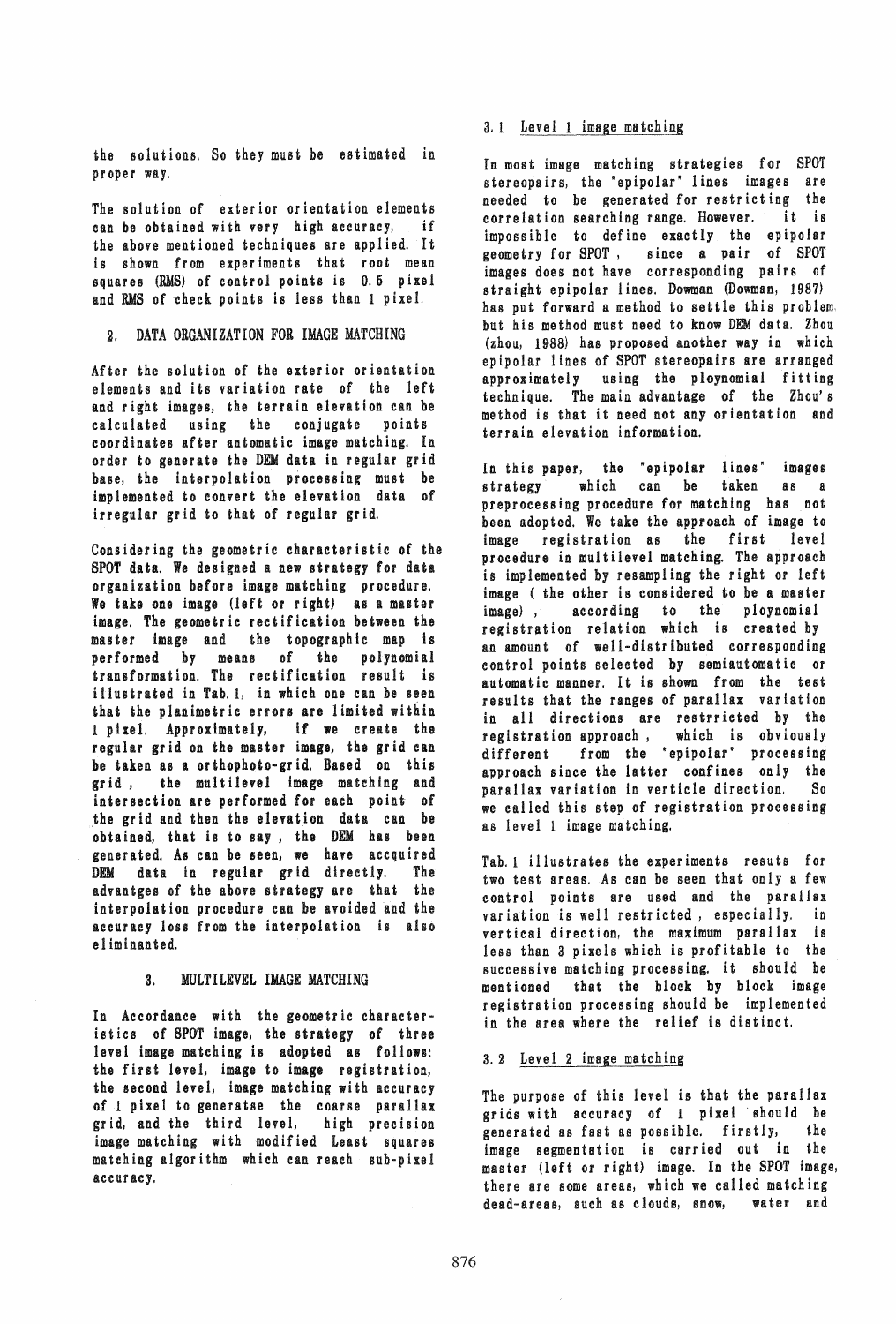the solutions. So they must be estimated in proper way.

The solution of exterior orientation elements can be obtained with very high accuracy, if the above mentioned techniques are applied. It is shown from experiments that root mean squares (RMS) of control points is 0.5 pixel and RMS of check points is less than 1 pixel.

## 2. DATA ORGANIZATION FOR IMAGE MATCHING

After the solution of the exterior orientation elements and its variation rate of the left and right images, the terrain elevation can be calculated using the conjugate points coordinates after automatic image matching. In order to generate the DEM data in regular grid base, the interpolation processing must be implemented to convert the elevation data of irregular grid to that of regular grid.

Considering the geometric characteristic of the SPOT data. We designed a new strategy for data organization before image matching procedure. We take one image (left or right) as a master image. The geometric rectification between the master image and the topographic map is performed by means of the polynomial transformation. The rectification result is illustrated in Tab.1, in which one can be seen that the planimetric errors are limited within 1 pixel. Approximately, if we create the regular grid on the master image, the grid can be taken as a orthophoto-grid. Based on this grid, the multilevel image matching and intersection are performed for each point of the grid and then the elevation data can be obtained, that is to say, the DEM has been generated. As can be seen, we have accquired DEM data in regular grid directly. The advantges of the above strategy are that the interpolation procedure can be avoided and the accuracy loss from the interpolation is also eliminanted.

## 3. MULTILEVEL IMAGE MATCHING

In Accordance with the geometric characteristics of SPOT image, the strategy of three level image matching is adopted as follows: the first level, image to image registration, the second level, image matching with accuracy of 1 pixel to generatse the coarse parallax grid, and the third level, high precision image matching with modified Least squares matching algorithm which can reach sub-pixel accuracy.

### 3.1 Level 1 image matching

In most image matching strategies for SPOT stereopairs, the "epipolar" lines images are needed to be generated for restricting the correlation searching range. However. it is impossible to define exactly the epipolar geometry for SPOT, since a pair of SPOT images does not have corresponding pairs of straight epipolar lines. Dowman (Dowman, 1987) has put forward a method to settle this problem, but his method must need to know DEM data. Zhou (zhou, 1988) has proposed another way in which epipolar lines of SPOT stereopairs are arranged approximately using the ploynomial fitting technique. The main advantage of the Zhou's method is that it need not any orientation and terrain elevation information.

In this paper, the "epipolar lines" images strategy which can be taken as a preprocessing procedure for matching has not been adopted. We take the approach of image to image registration as the first level procedure in multilevel matching. The approach is implemented by resampling the right or left image ( the other is considered to be a master image), according to the ploynomial registration relation which is created by an amount of well-distributed corresponding control points selected by semiautomatic or automatic manner. It is shown from the test results that the ranges of parallax variation in all directions are restrricted by the registration approach, which is obviously different from the "epipolar" processing approach since the latter confines only the parallax variation in verticle direction. So we called this step of registration processing as level 1 image matching.

Tab.1 illustrates the experiments resuts for two test areas. As can be seen that only a few control points are used and the parallax variation is well restricted, especially. in vertical direction, the maximum parallax is less than 3 pixels which is profitable to the successive matching processing. it should be mentioned that the block by block image registration processing should be implemented in the area where the relief is distinct.

### 3.2 Level 2 image matching

The purpose of this level is that the parallax grids with accuracy of 1 pixel should be generated as fast as possible. firstly, the image segmentation is carried out in the master (left or right) image. In the SPOT image, there are some areas, which we called matching dead-areas, such as clouds, snow, water and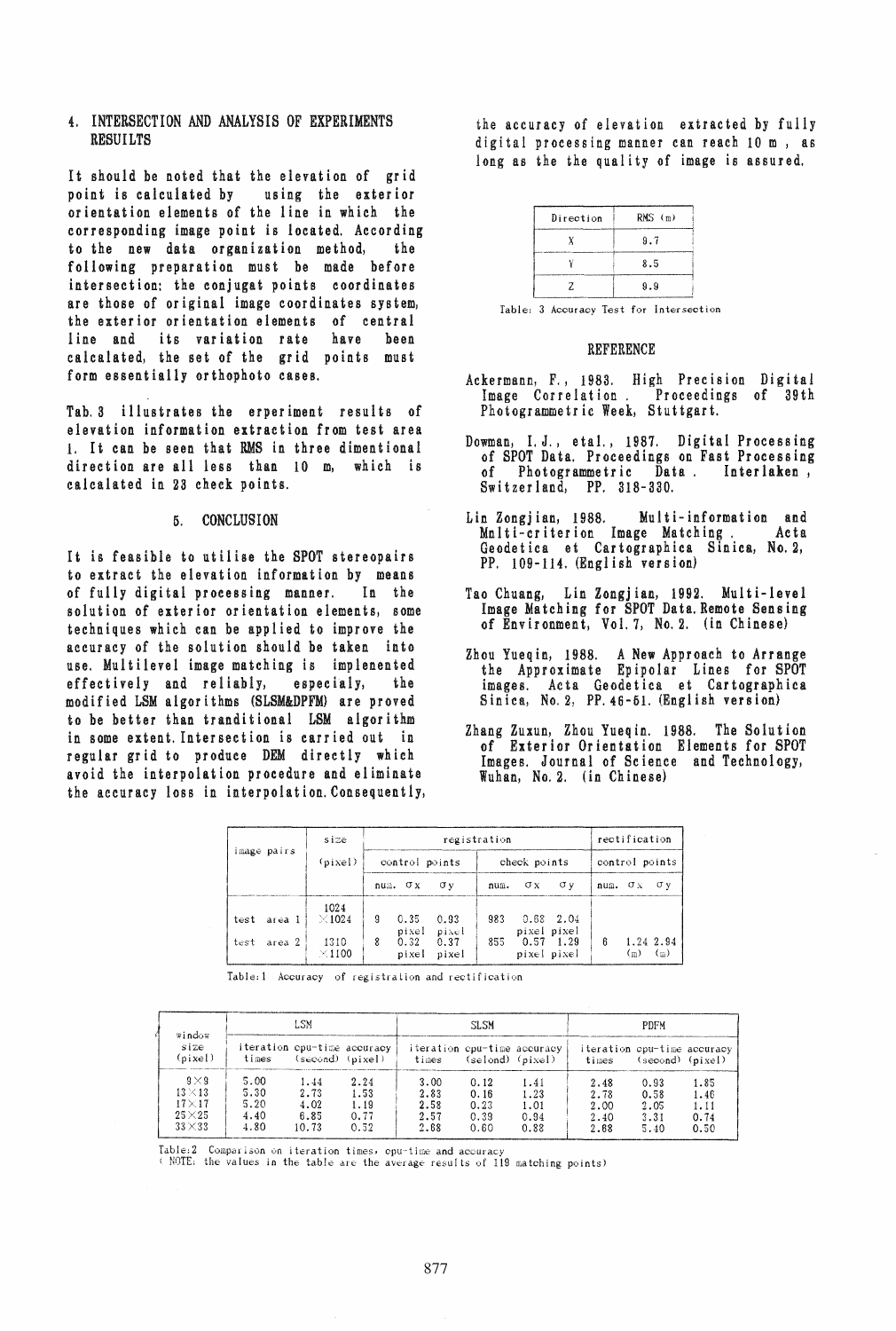## 4. INTERSECTION AND ANALYSIS OF EXPERIMENTS RESUILTS

It should be noted that the elevation of grid point is calculated by using the exterior orientation elements of the line in which the corresponding image point is located. According to the new data organization method, the following preparation must be made before intersection: the conjugat points coordinates are those of original image coordinates system, the exterior orientation elements of central line and its variation rate have been calcalated, the set of the grid points must form essentially orthophoto cases.

Tab. 3 illustrates the erperiment results of elevation information extraction from test area 1. It can be seen that RMS in three dimentional direction are all less than 10 m, which is calcalated in 23 check points.

## 5. CONCLUSION

It is feasible to utilise the SPOT stereopairs to extract the elevation information by means of fully digital processing manner. In the solution of exterior orientation elements, some techniques which can be applied to improve the accuracy of the solution should be taken into use. Multilevel image matching is implenented effectively and reliably, especialy, the modified LSM algorithms (SLSM&DPFM) are proved to be better than tranditional LSM algorithm in some extent. Intersection is carried out in regular grid to produce DEM directly which avoid the interpolation procedure and eliminate the accuracy loss in interpolation. Consequently, the accuracy of elevation extracted by fully digital processing manner can reach 10 m, as long as the the quality of image is assured.

| Direction | RMS (m) |
|---|---|
| X | 9.7 |
| Y | 8.5 |
| Z | 9.9 |

Table: 3 Accuracy Test for Intersection

## REFERENCE

Ackermann, F., 1983. High Precision Digital Image Correlation. Proceedings of 39th Photogrammetric Week, Stuttgart.

Dowman, I. J., etal., 1987. Digital Processing of SPOT Data. Proceedings on Fast Processing of Photogrammetric Data. Interlaken, Switzerland, PP. 318-330.

Lin Zongjian, 1988. Multi-information and Mnlti-criterion Image Matching. Acta Geodetica et Cartographica Sinica, No. 2, PP. 109-114. (English version)

Tao Chuang, Lin Zongjian, 1992. Multi-level Image Matching for SPOT Data. Remote Sensing of Environment, Vol. 7, No. 2. (in Chinese)

Zhou Yueqin, 1988. A New Approach to Arrange the Approximate Epipolar Lines for SPOT images. Acta Geodetica et Cartographica Sinica, No. 2, PP. 46-51. (English version)

Zhang Zuxun, Zhou Yueqin. 1988. The Solution of Exterior Orientation Elements for SPOT Images. Journal of Science and Technology, Wuhan, No. 2. (in Chinese)

| image pairs | size (pixel) | registration | | | | | | rectification | | |
|---|---|---|---|---|---|---|---|---|---|---|
| | | control points | | | check points | | | control points | | |
| | | num. | $\sigma x$ | $\sigma y$ | num. | $\sigma x$ | $\sigma y$ | num. | $\sigma x$ | $\sigma y$ |
| test area 1 | 1024 ×1024 | 9 | 0.35 pixel | 0.93 pixel | 983 | 0.68 pixel | 2.04 pixel | | | |
| test area 2 | 1310 ×1100 | 8 | 0.32 pixel | 0.37 pixel | 855 | 0.57 pixel | 1.29 pixel | 6 | 1.24 (m) | 2.94 (m) |

Table: 1 Accuracy of registration and rectification

| window size (pixel) | LSM | | | SLSM | | | PDFM | | |
|---|---|---|---|---|---|---|---|---|---|
| | iteration times | cpu-time (second) | accuracy (pixel) | iteration times | cpu-time (selond) | accuracy (pixel) | iteration times | cpu-time (second) | accuracy (pixel) |
| 9×9 | 5.00 | 1.44 | 2.24 | 3.00 | 0.12 | 1.41 | 2.48 | 0.93 | 1.85 |
| 13×13 | 5.30 | 2.73 | 1.53 | 2.83 | 0.16 | 1.23 | 2.78 | 0.58 | 1.46 |
| 17×17 | 5.20 | 4.02 | 1.19 | 2.58 | 0.23 | 1.01 | 2.00 | 2.05 | 1.11 |
| 25×25 | 4.40 | 6.85 | 0.77 | 2.57 | 0.39 | 0.94 | 2.40 | 3.31 | 0.74 |
| 33×33 | 4.80 | 10.73 | 0.52 | 2.68 | 0.60 | 0.88 | 2.68 | 5.40 | 0.50 |

Table: 2 Comparison on iteration times, cpu-time and accuracy
(NOTE: the values in the table are the average results of 119 matching points)